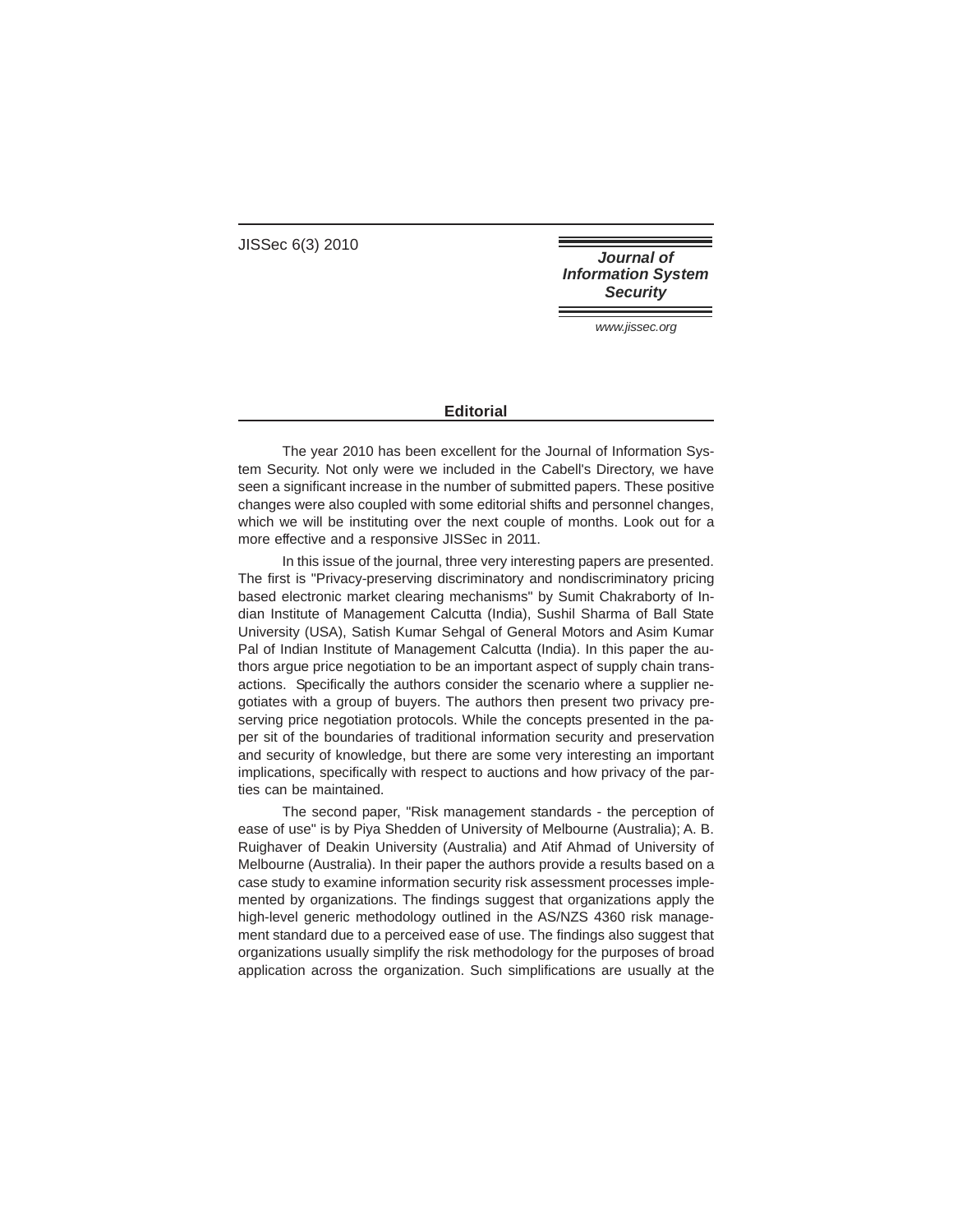## Editorial

The year 2010 has been excellent for the Journal of Information System Security. Not only were we included in the Cabell's Directory, we have seen a significant increase in the number of submitted papers. These positive changes were also coupled with some editorial shifts and personnel changes, which we will be instituting over the next couple of months. Look out for a more effective and a responsive JISSec in 2011.

In this issue of the journal, three very interesting papers are presented. The first is "Privacy-preserving discriminatory and nondiscriminatory pricing based electronic market clearing mechanisms" by Sumit Chakraborty of Indian Institute of Management Calcutta (India), Sushil Sharma of Ball State University (USA), Satish Kumar Sehgal of General Motors and Asim Kumar Pal of Indian Institute of Management Calcutta (India). In this paper the authors argue price negotiation to be an important aspect of supply chain transactions. Specifically the authors consider the scenario where a supplier negotiates with a group of buyers. The authors then present two privacy preserving price negotiation protocols. While the concepts presented in the paper sit of the boundaries of traditional information security and preservation and security of knowledge, but there are some very interesting an important implications, specifically with respect to auctions and how privacy of the parties can be maintained.

The second paper, "Risk management standards - the perception of ease of use" is by Piya Shedden of University of Melbourne (Australia); A. B. Ruighaver of Deakin University (Australia) and Atif Ahmad of University of Melbourne (Australia). In their paper the authors provide a results based on a case study to examine information security risk assessment processes implemented by organizations. The findings suggest that organizations apply the high-level generic methodology outlined in the AS/NZS 4360 risk management standard due to a perceived ease of use. The findings also suggest that organizations usually simplify the risk methodology for the purposes of broad application across the organization. Such simplifications are usually at the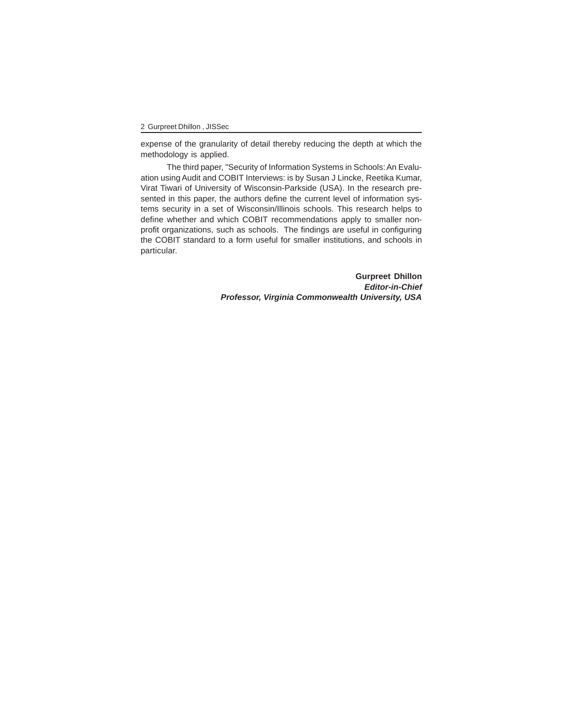expense of the granularity of detail thereby reducing the depth at which the methodology is applied.

The third paper, "Security of Information Systems in Schools: An Evaluation using Audit and COBIT Interviews: is by Susan J Lincke, Reetika Kumar, Virat Tiwari of University of Wisconsin-Parkside (USA). In the research presented in this paper, the authors define the current level of information systems security in a set of Wisconsin/Illinois schools. This research helps to define whether and which COBIT recommendations apply to smaller non-profit organizations, such as schools. The findings are useful in configuring the COBIT standard to a form useful for smaller institutions, and schools in particular.

**Gurpreet Dhillon**
***Editor-in-Chief***
***Professor, Virginia Commonwealth University, USA***